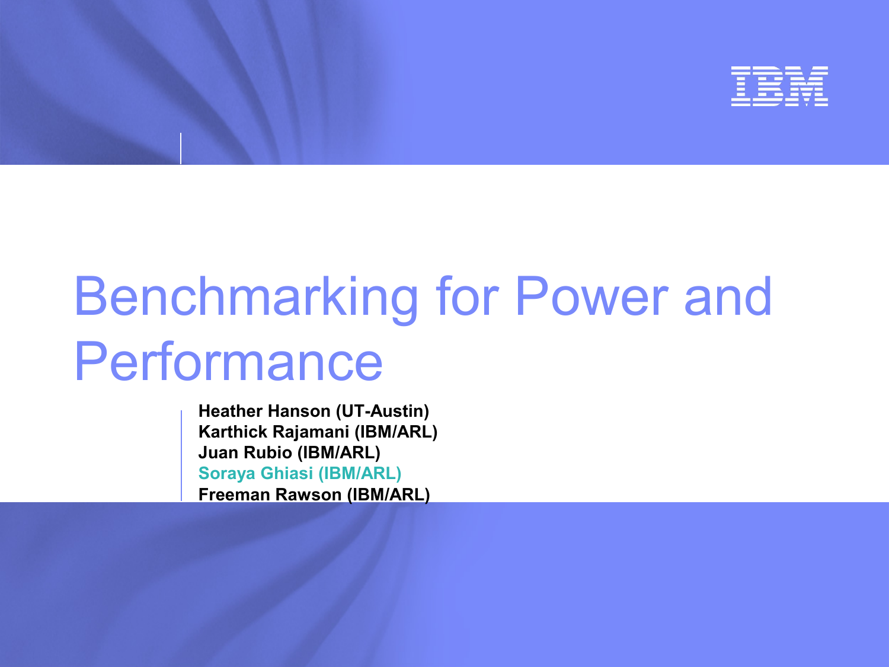# Benchmarking for Power and Performance

**Heather Hanson (UT-Austin)**
**Karthick Rajamani (IBM/ARL)**
**Juan Rubio (IBM/ARL)**
**Soraya Ghiasi (IBM/ARL)**
**Freeman Rawson (IBM/ARL)**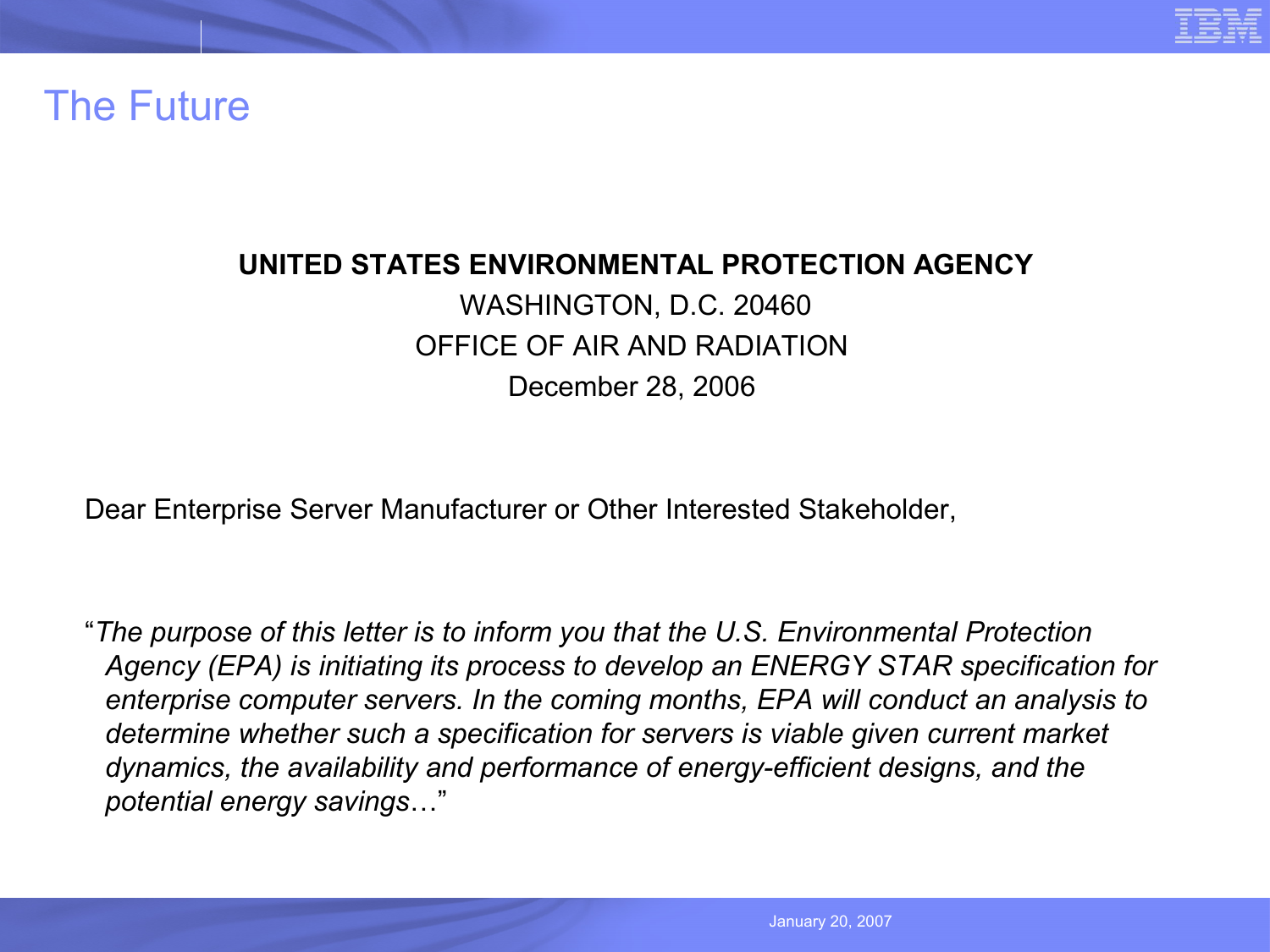# The Future

**UNITED STATES ENVIRONMENTAL PROTECTION AGENCY**

WASHINGTON, D.C. 20460

OFFICE OF AIR AND RADIATION

December 28, 2006

Dear Enterprise Server Manufacturer or Other Interested Stakeholder,

"*The purpose of this letter is to inform you that the U.S. Environmental Protection Agency (EPA) is initiating its process to develop an ENERGY STAR specification for enterprise computer servers. In the coming months, EPA will conduct an analysis to determine whether such a specification for servers is viable given current market dynamics, the availability and performance of energy-efficient designs, and the potential energy savings*…"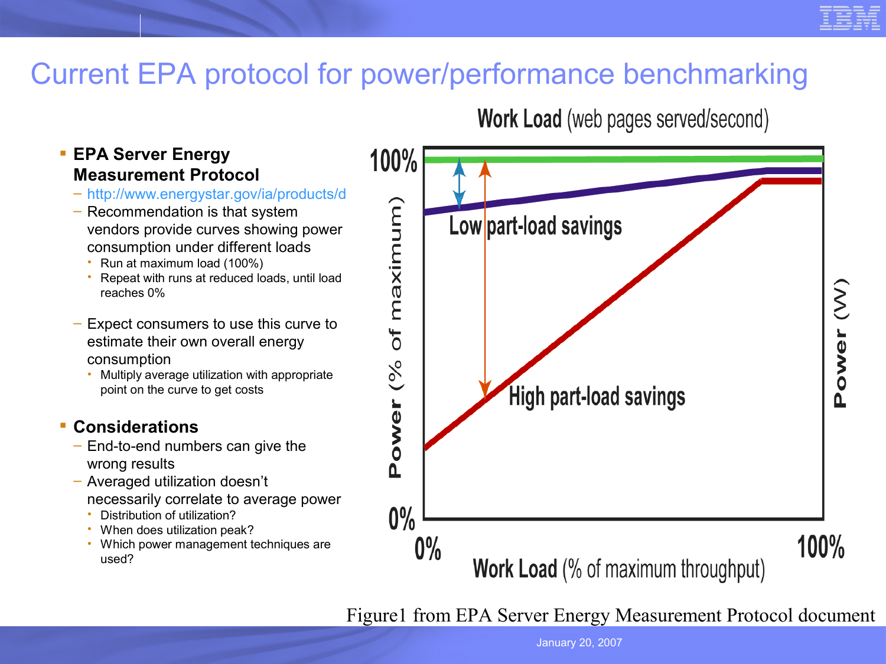# Current EPA protocol for power/performance benchmarking

- **EPA Server Energy Measurement Protocol**
  - http://www.energystar.gov/ia/products/d
  - Recommendation is that system vendors provide curves showing power consumption under different loads
    - Run at maximum load (100%)
    - Repeat with runs at reduced loads, until load reaches 0%
  - Expect consumers to use this curve to estimate their own overall energy consumption
    - Multiply average utilization with appropriate point on the curve to get costs
- **Considerations**
  - End-to-end numbers can give the wrong results
  - Averaged utilization doesn't necessarily correlate to average power
    - Distribution of utilization?
    - When does utilization peak?
    - Which power management techniques are used?

Work Load (web pages served/second)

100% | Low part-load savings | High part-load savings | Power (% of maximum) | Power (W) | 0% | 0% | 100% | Work Load (% of maximum throughput)

Figure1 from EPA Server Energy Measurement Protocol document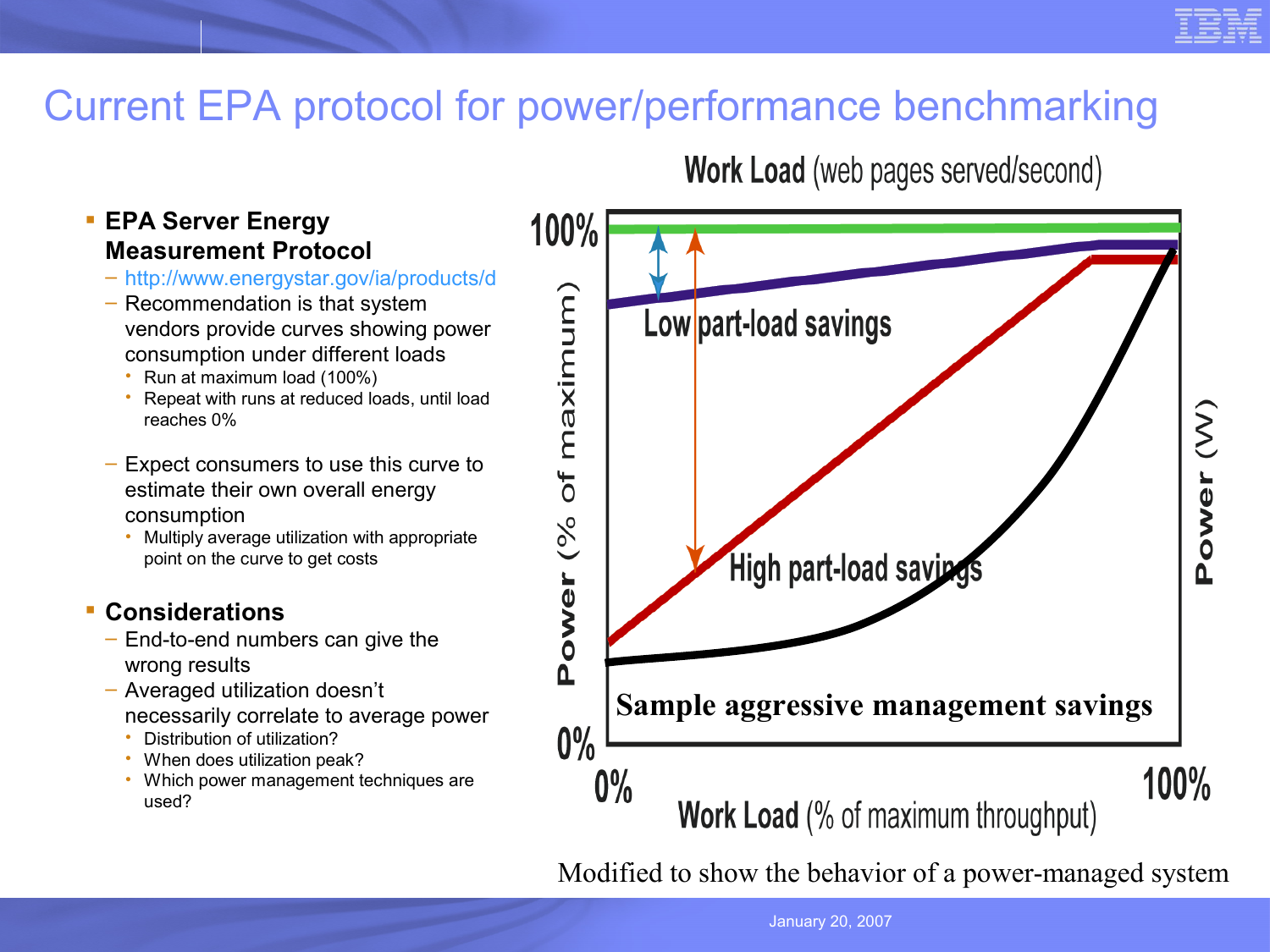# Current EPA protocol for power/performance benchmarking

- **EPA Server Energy Measurement Protocol**
  - http://www.energystar.gov/ia/products/d
  - Recommendation is that system vendors provide curves showing power consumption under different loads
    - Run at maximum load (100%)
    - Repeat with runs at reduced loads, until load reaches 0%
  - Expect consumers to use this curve to estimate their own overall energy consumption
    - Multiply average utilization with appropriate point on the curve to get costs
- **Considerations**
  - End-to-end numbers can give the wrong results
  - Averaged utilization doesn't necessarily correlate to average power
    - Distribution of utilization?
    - When does utilization peak?
    - Which power management techniques are used?

**Work Load** (web pages served/second)

100%

Power (% of maximum)

Power (W)

Low part-load savings

High part-load savings

Sample aggressive management savings

0%

0%

100%

**Work Load** (% of maximum throughput)

Modified to show the behavior of a power-managed system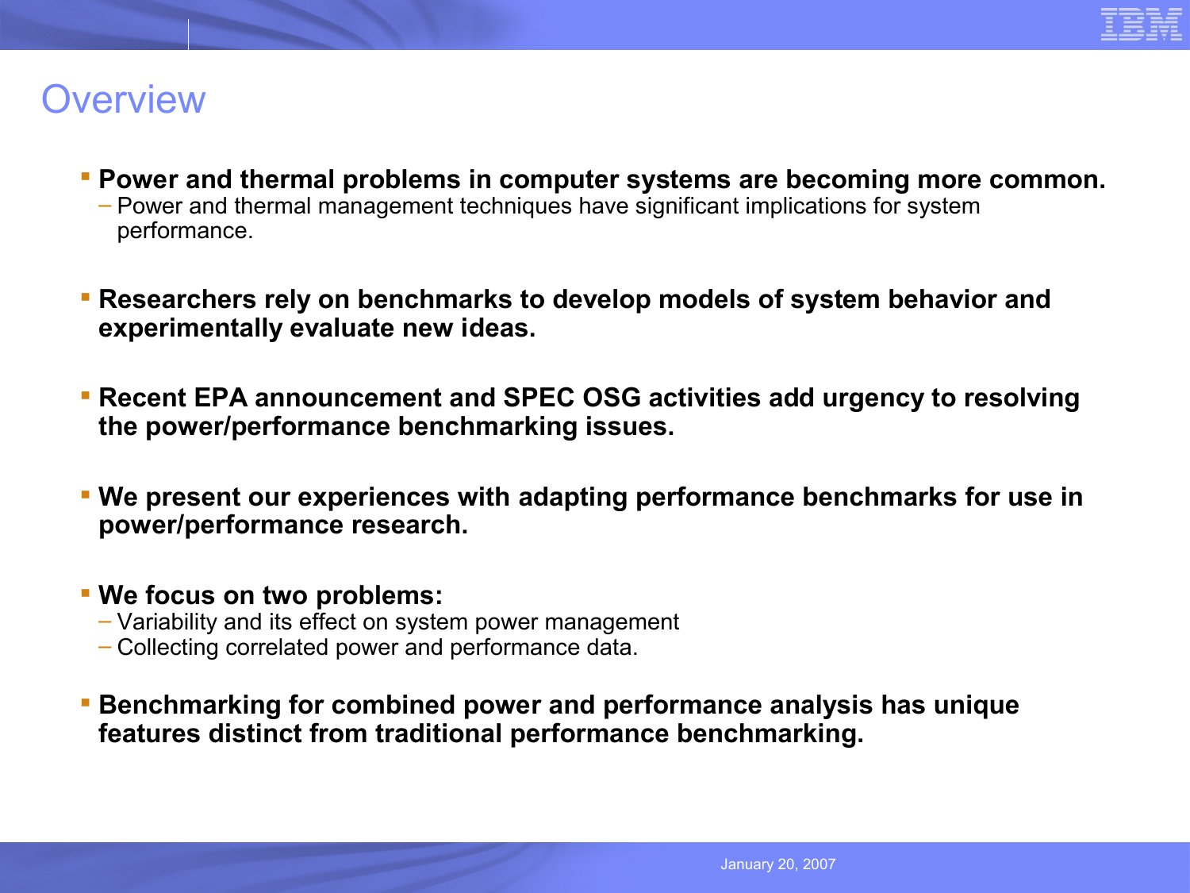# Overview

- **Power and thermal problems in computer systems are becoming more common.**
  - Power and thermal management techniques have significant implications for system performance.
- **Researchers rely on benchmarks to develop models of system behavior and experimentally evaluate new ideas.**
- **Recent EPA announcement and SPEC OSG activities add urgency to resolving the power/performance benchmarking issues.**
- **We present our experiences with adapting performance benchmarks for use in power/performance research.**
- **We focus on two problems:**
  - Variability and its effect on system power management
  - Collecting correlated power and performance data.
- **Benchmarking for combined power and performance analysis has unique features distinct from traditional performance benchmarking.**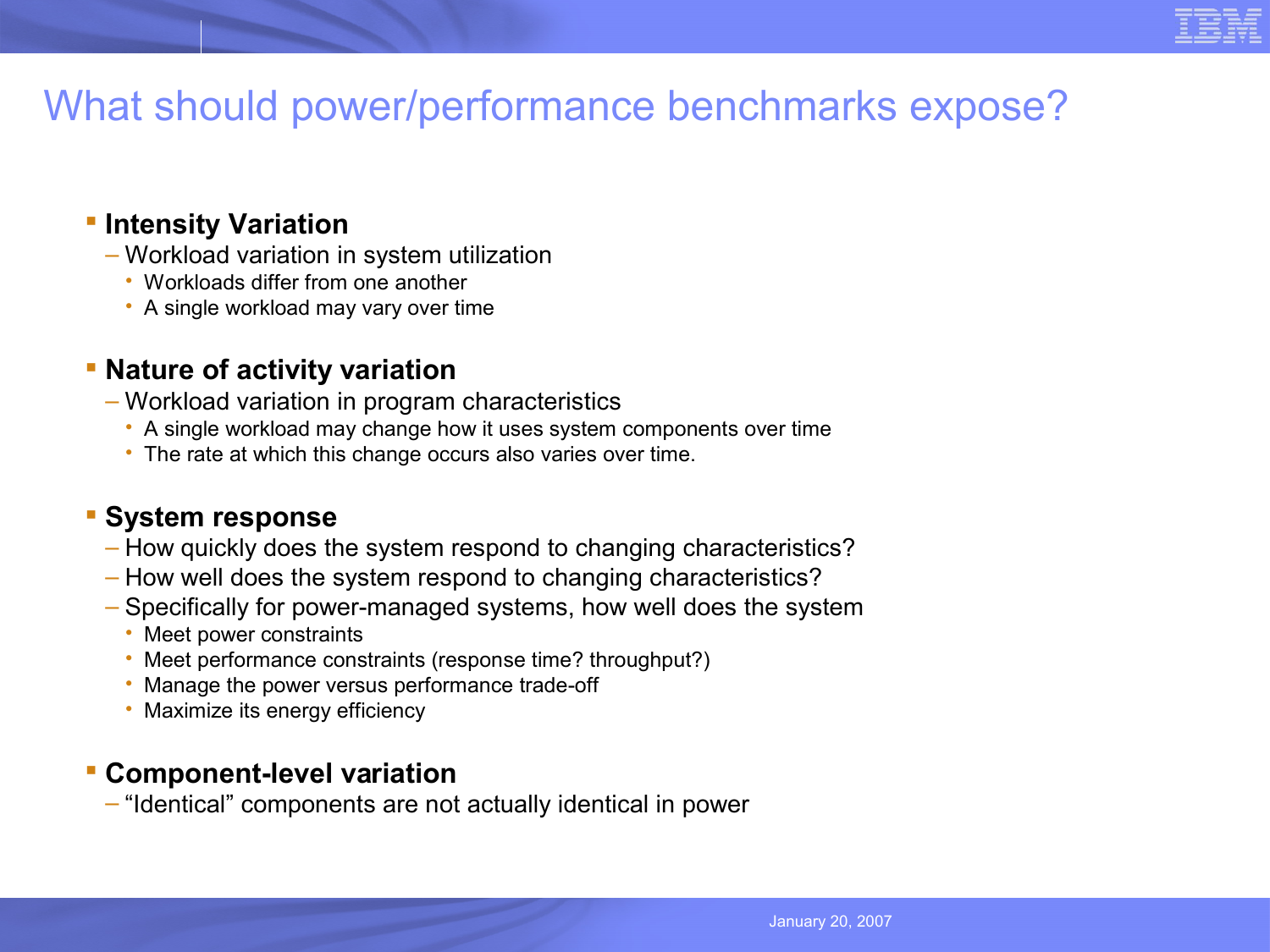# What should power/performance benchmarks expose?

- **Intensity Variation**
  - Workload variation in system utilization
    - Workloads differ from one another
    - A single workload may vary over time

- **Nature of activity variation**
  - Workload variation in program characteristics
    - A single workload may change how it uses system components over time
    - The rate at which this change occurs also varies over time.

- **System response**
  - How quickly does the system respond to changing characteristics?
  - How well does the system respond to changing characteristics?
  - Specifically for power-managed systems, how well does the system
    - Meet power constraints
    - Meet performance constraints (response time? throughput?)
    - Manage the power versus performance trade-off
    - Maximize its energy efficiency

- **Component-level variation**
  - "Identical" components are not actually identical in power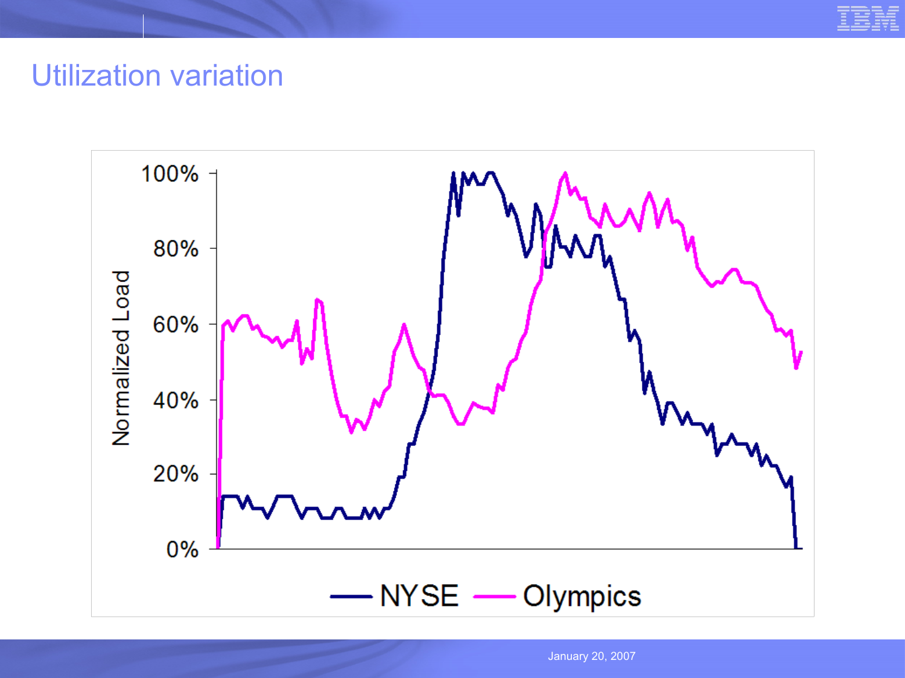# Utilization variation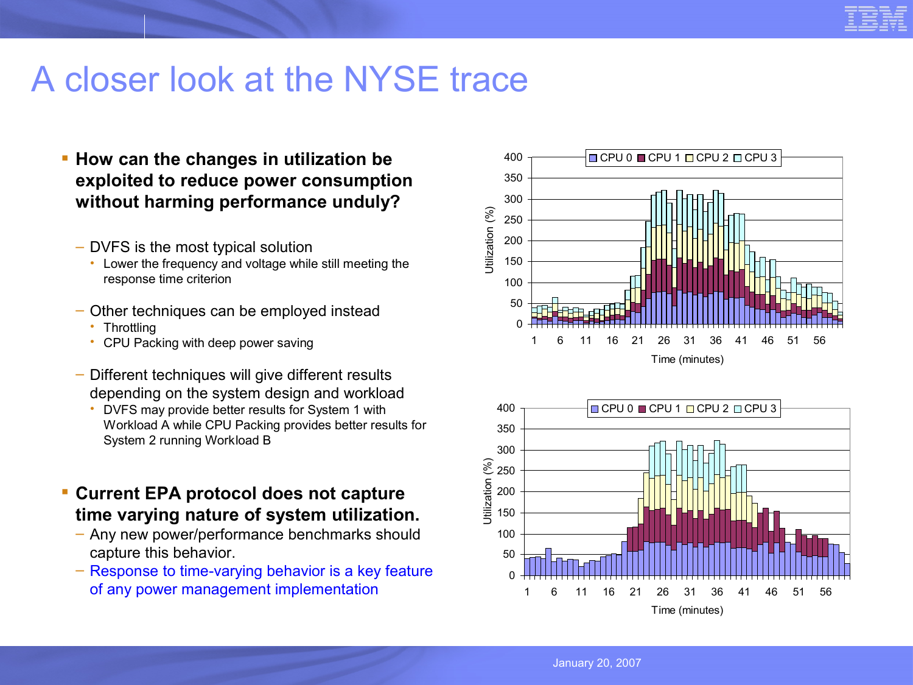# A closer look at the NYSE trace

- **How can the changes in utilization be exploited to reduce power consumption without harming performance unduly?**
  - DVFS is the most typical solution
    - Lower the frequency and voltage while still meeting the response time criterion
  - Other techniques can be employed instead
    - Throttling
    - CPU Packing with deep power saving
  - Different techniques will give different results depending on the system design and workload
    - DVFS may provide better results for System 1 with Workload A while CPU Packing provides better results for System 2 running Workload B

- **Current EPA protocol does not capture time varying nature of system utilization.**
  - Any new power/performance benchmarks should capture this behavior.
  - Response to time-varying behavior is a key feature of any power management implementation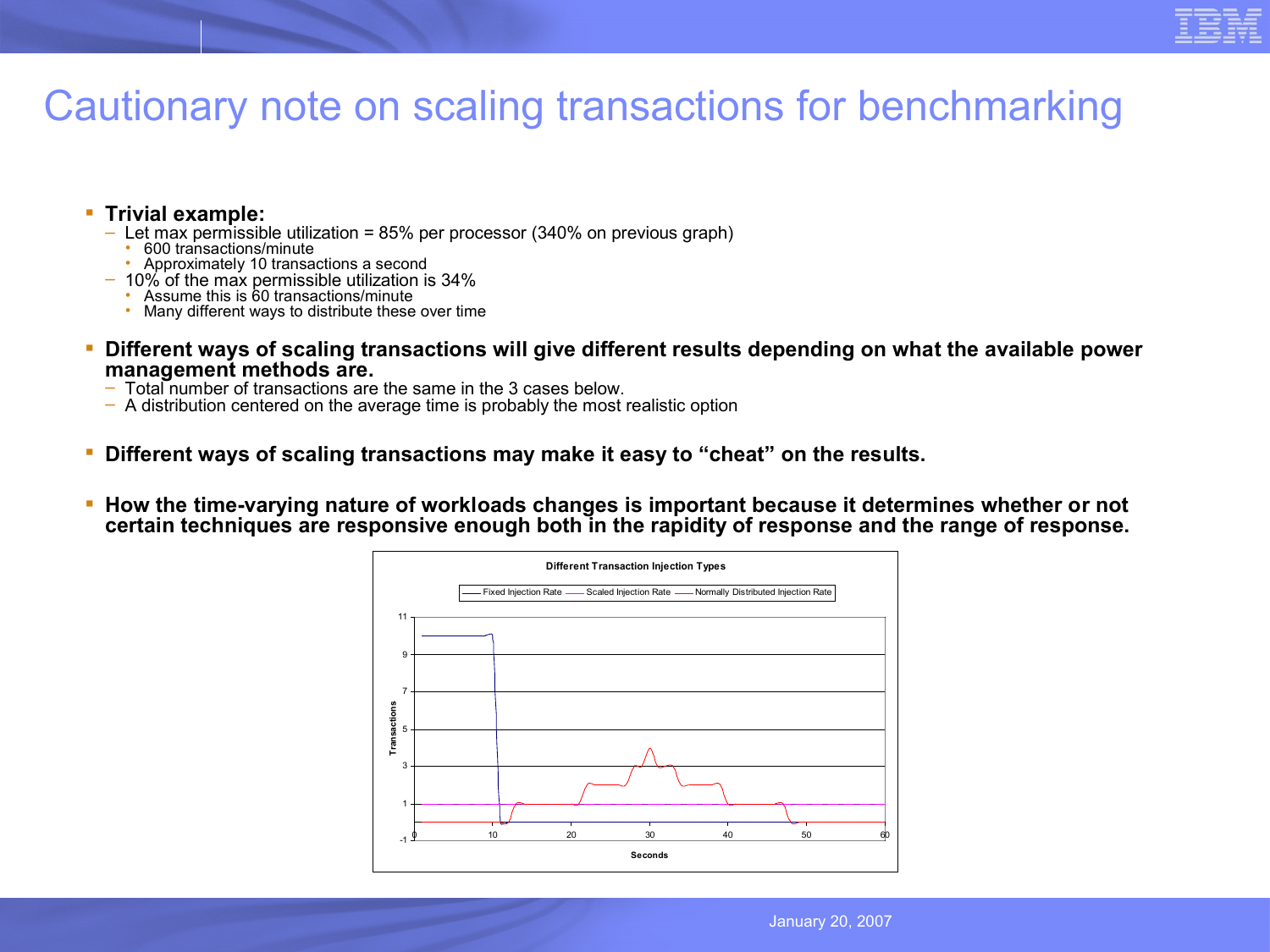# Cautionary note on scaling transactions for benchmarking

- **Trivial example:**
  - Let max permissible utilization = 85% per processor (340% on previous graph)
    - 600 transactions/minute
    - Approximately 10 transactions a second
  - 10% of the max permissible utilization is 34%
    - Assume this is 60 transactions/minute
    - Many different ways to distribute these over time

- **Different ways of scaling transactions will give different results depending on what the available power management methods are.**
  - Total number of transactions are the same in the 3 cases below.
  - A distribution centered on the average time is probably the most realistic option

- **Different ways of scaling transactions may make it easy to “cheat” on the results.**

- **How the time-varying nature of workloads changes is important because it determines whether or not certain techniques are responsive enough both in the rapidity of response and the range of response.**

**Different Transaction Injection Types**

Legend: Fixed Injection Rate, Scaled Injection Rate, Normally Distributed Injection Rate

Y-axis: Transactions (-1 to 11); X-axis: Seconds (0 to 60)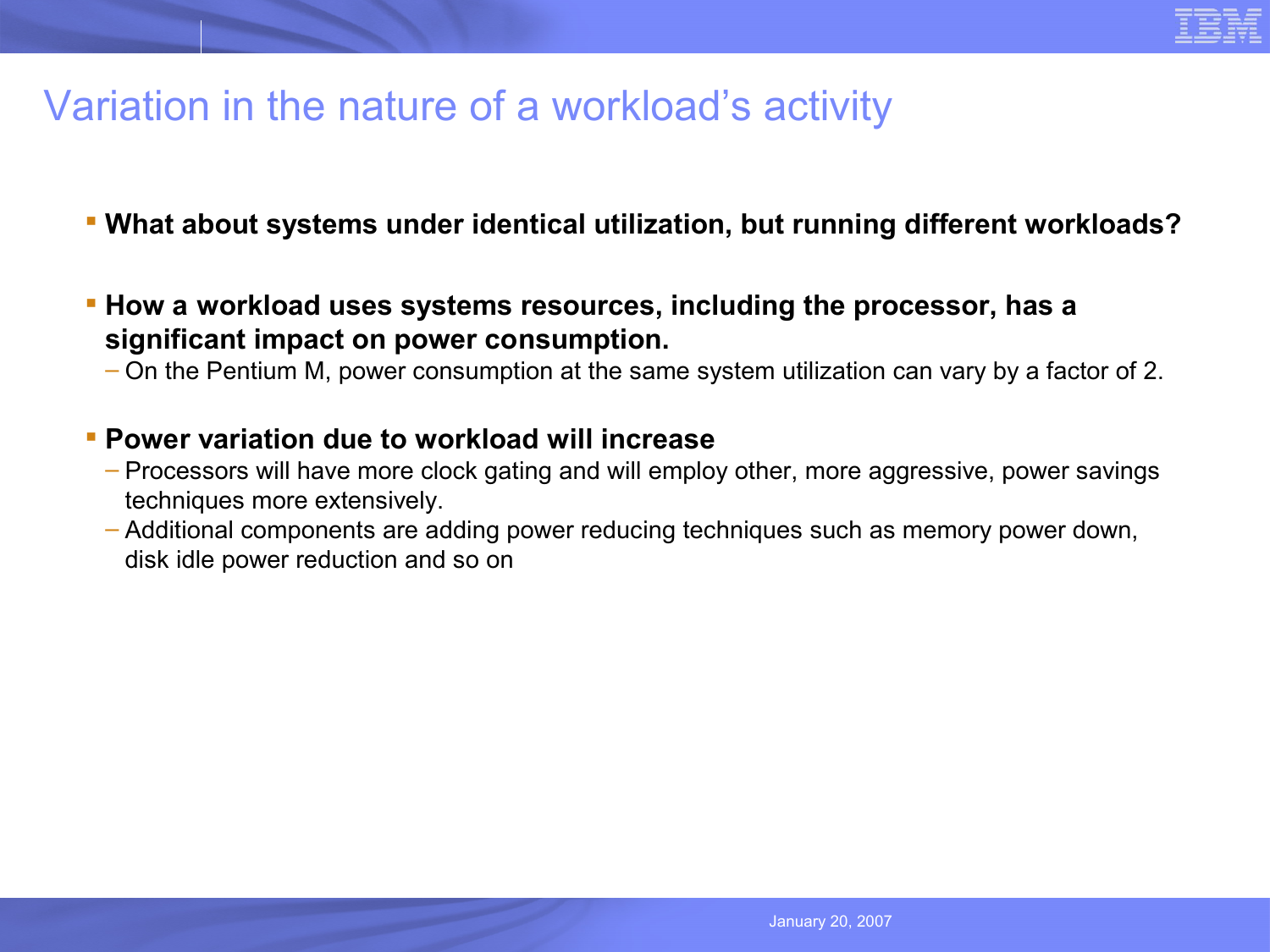# Variation in the nature of a workload's activity

- **What about systems under identical utilization, but running different workloads?**

- **How a workload uses systems resources, including the processor, has a significant impact on power consumption.**
  - On the Pentium M, power consumption at the same system utilization can vary by a factor of 2.

- **Power variation due to workload will increase**
  - Processors will have more clock gating and will employ other, more aggressive, power savings techniques more extensively.
  - Additional components are adding power reducing techniques such as memory power down, disk idle power reduction and so on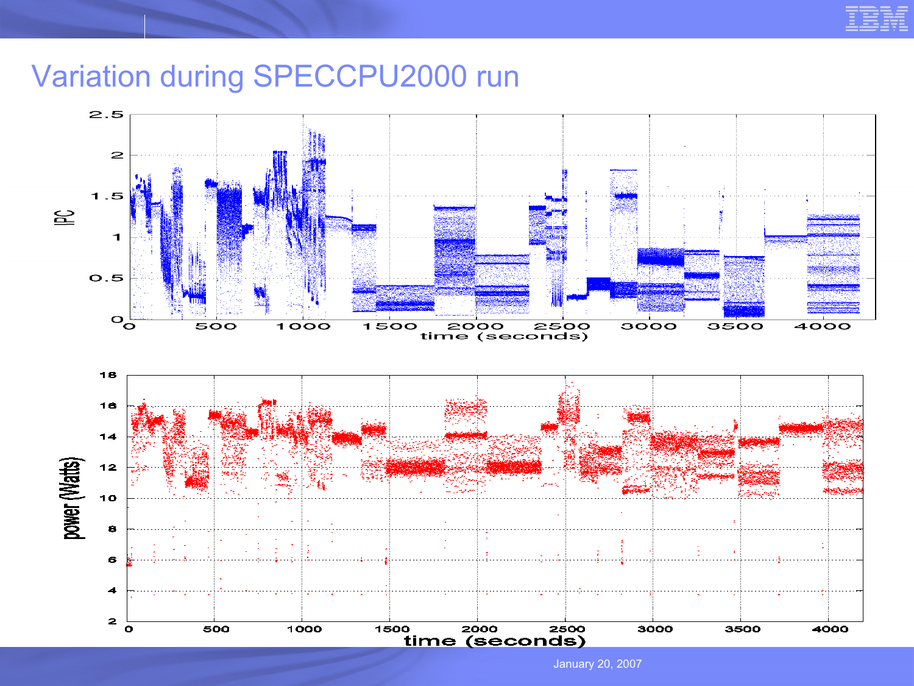# Variation during SPECCPU2000 run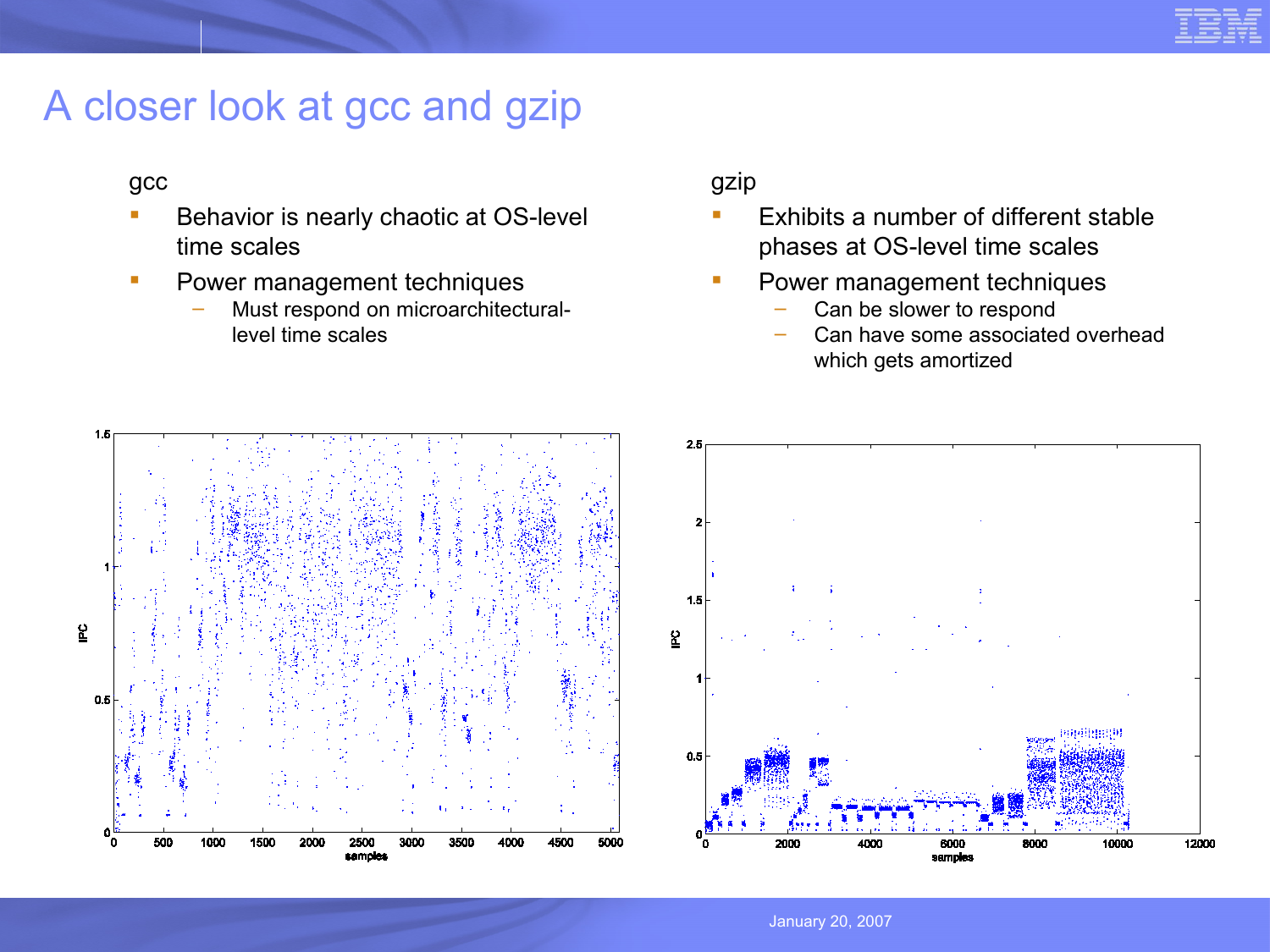# A closer look at gcc and gzip

gcc

- Behavior is nearly chaotic at OS-level time scales
- Power management techniques
  - Must respond on microarchitectural-level time scales

gzip

- Exhibits a number of different stable phases at OS-level time scales
- Power management techniques
  - Can be slower to respond
  - Can have some associated overhead which gets amortized

January 20, 2007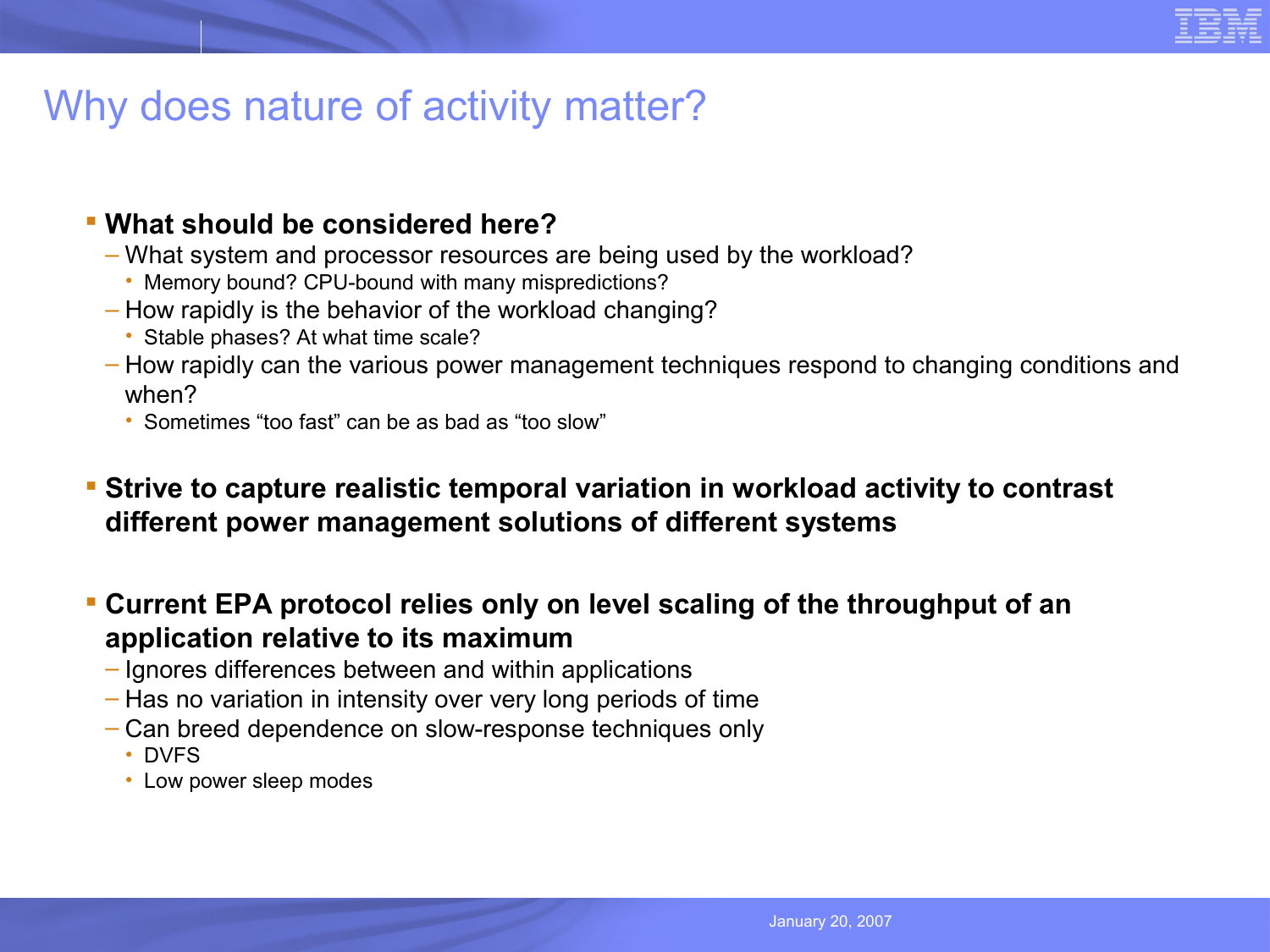# Why does nature of activity matter?

- **What should be considered here?**
  - What system and processor resources are being used by the workload?
    - Memory bound? CPU-bound with many mispredictions?
  - How rapidly is the behavior of the workload changing?
    - Stable phases? At what time scale?
  - How rapidly can the various power management techniques respond to changing conditions and when?
    - Sometimes “too fast” can be as bad as “too slow”

- **Strive to capture realistic temporal variation in workload activity to contrast different power management solutions of different systems**

- **Current EPA protocol relies only on level scaling of the throughput of an application relative to its maximum**
  - Ignores differences between and within applications
  - Has no variation in intensity over very long periods of time
  - Can breed dependence on slow-response techniques only
    - DVFS
    - Low power sleep modes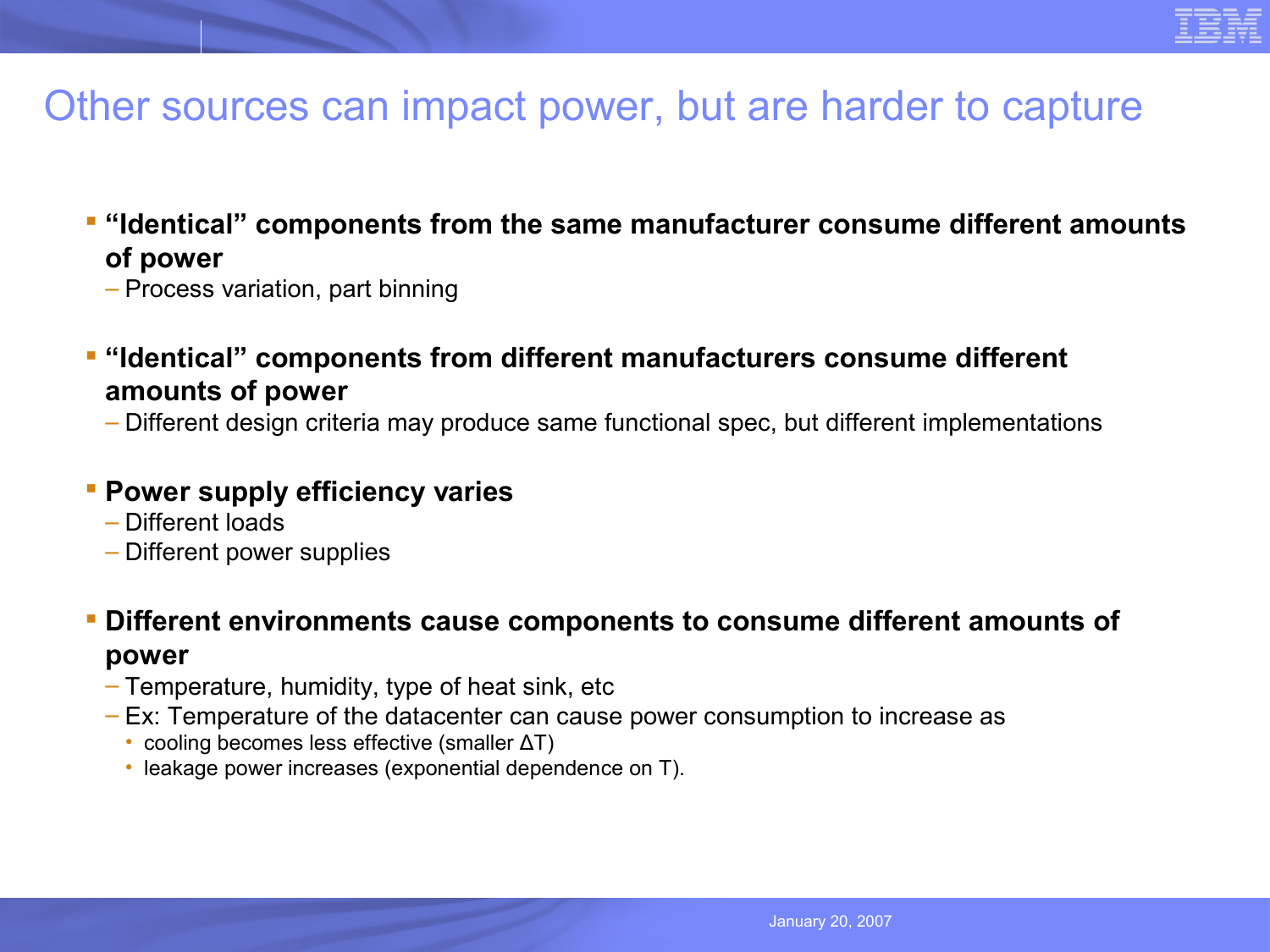# Other sources can impact power, but are harder to capture

- **"Identical" components from the same manufacturer consume different amounts of power**
  - Process variation, part binning
- **"Identical" components from different manufacturers consume different amounts of power**
  - Different design criteria may produce same functional spec, but different implementations
- **Power supply efficiency varies**
  - Different loads
  - Different power supplies
- **Different environments cause components to consume different amounts of power**
  - Temperature, humidity, type of heat sink, etc
  - Ex: Temperature of the datacenter can cause power consumption to increase as
    - cooling becomes less effective (smaller $\Delta T$)
    - leakage power increases (exponential dependence on T).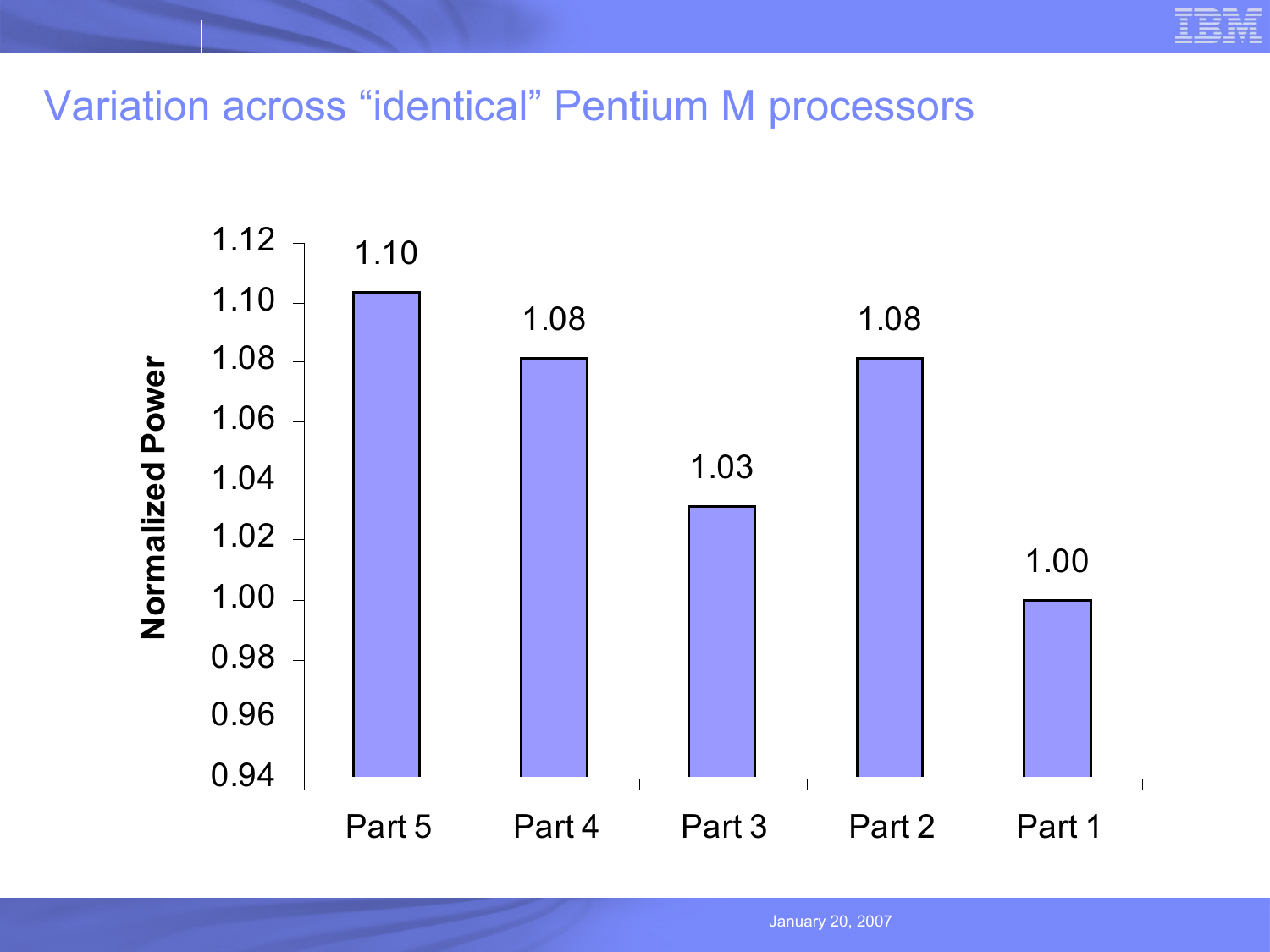# Variation across "identical" Pentium M processors

| | Part 5 | Part 4 | Part 3 | Part 2 | Part 1 |
|---|---|---|---|---|---|
| Normalized Power | 1.10 | 1.08 | 1.03 | 1.08 | 1.00 |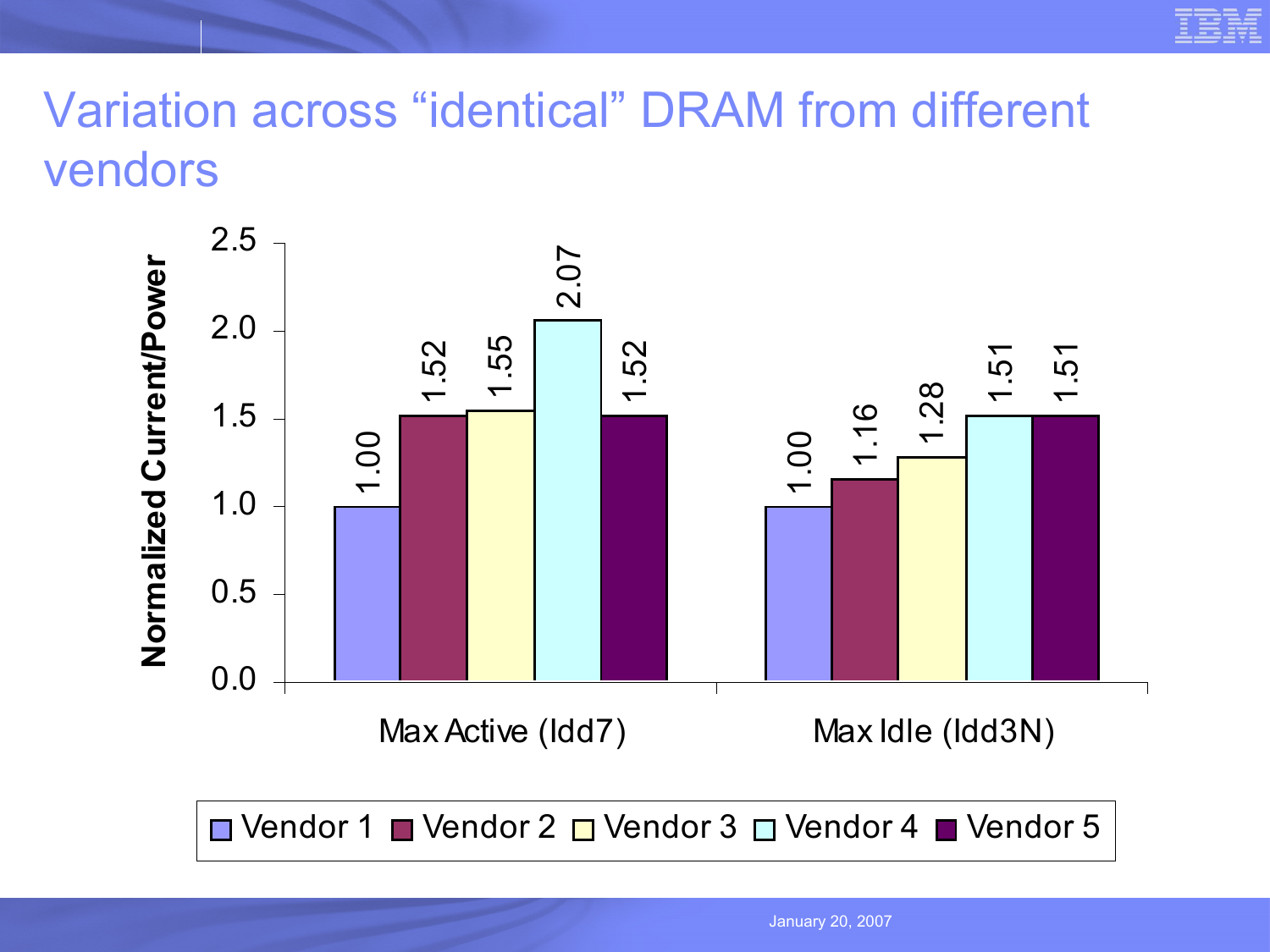# Variation across "identical" DRAM from different vendors

| Normalized Current/Power | Vendor 1 | Vendor 2 | Vendor 3 | Vendor 4 | Vendor 5 |
|---|---|---|---|---|---|
| Max Active (Idd7) | 1.00 | 1.52 | 1.55 | 2.07 | 1.52 |
| Max Idle (Idd3N) | 1.00 | 1.16 | 1.28 | 1.51 | 1.51 |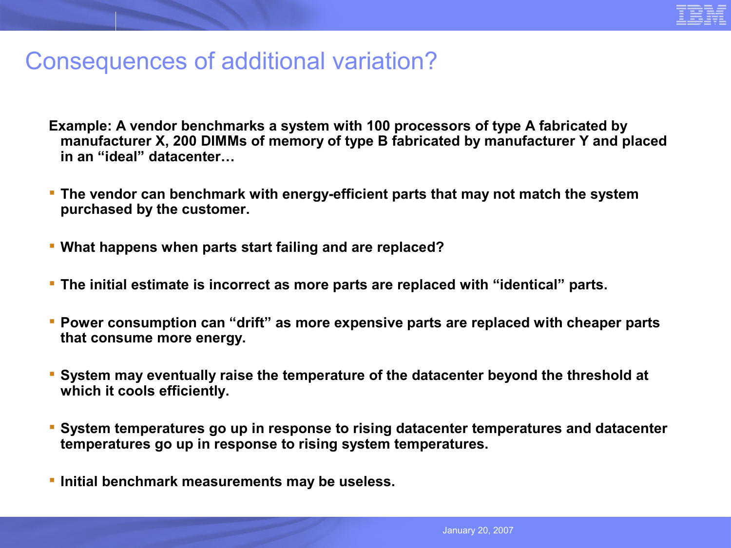# Consequences of additional variation?

**Example: A vendor benchmarks a system with 100 processors of type A fabricated by manufacturer X, 200 DIMMs of memory of type B fabricated by manufacturer Y and placed in an "ideal" datacenter…**

- **The vendor can benchmark with energy-efficient parts that may not match the system purchased by the customer.**
- **What happens when parts start failing and are replaced?**
- **The initial estimate is incorrect as more parts are replaced with "identical" parts.**
- **Power consumption can "drift" as more expensive parts are replaced with cheaper parts that consume more energy.**
- **System may eventually raise the temperature of the datacenter beyond the threshold at which it cools efficiently.**
- **System temperatures go up in response to rising datacenter temperatures and datacenter temperatures go up in response to rising system temperatures.**
- **Initial benchmark measurements may be useless.**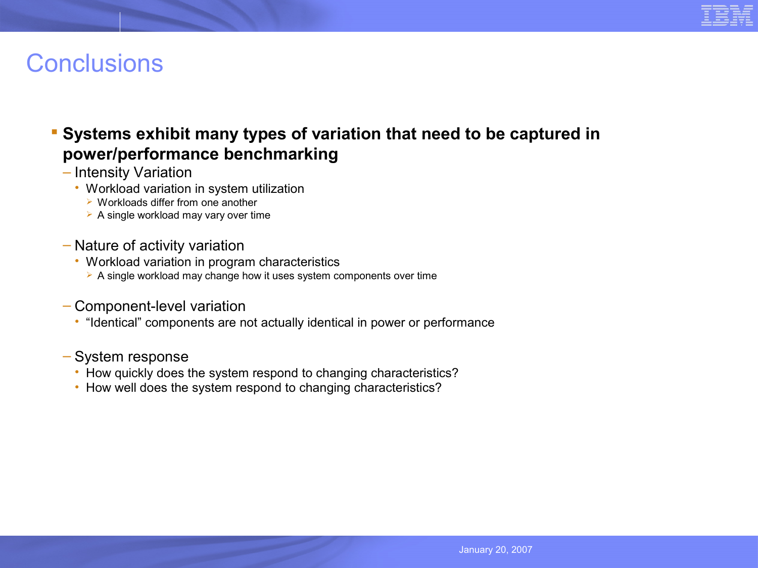# Conclusions

- **Systems exhibit many types of variation that need to be captured in power/performance benchmarking**
  - Intensity Variation
    - Workload variation in system utilization
      - Workloads differ from one another
      - A single workload may vary over time
  - Nature of activity variation
    - Workload variation in program characteristics
      - A single workload may change how it uses system components over time
  - Component-level variation
    - “Identical” components are not actually identical in power or performance
  - System response
    - How quickly does the system respond to changing characteristics?
    - How well does the system respond to changing characteristics?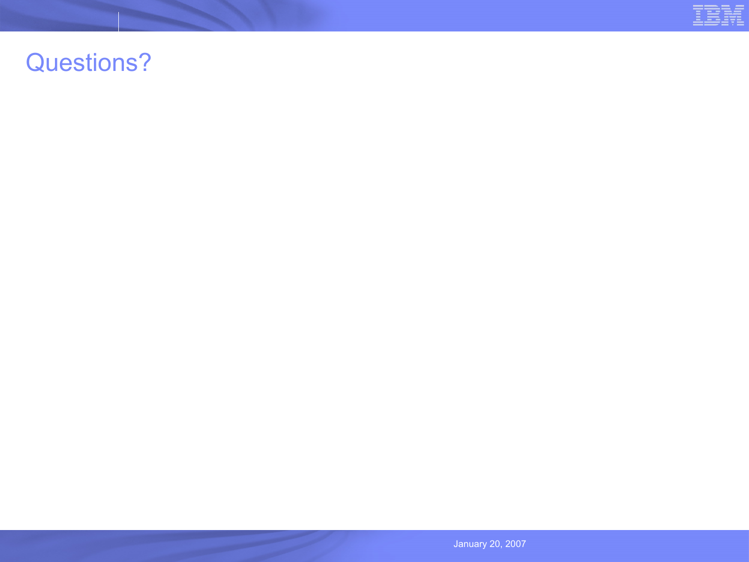# Questions?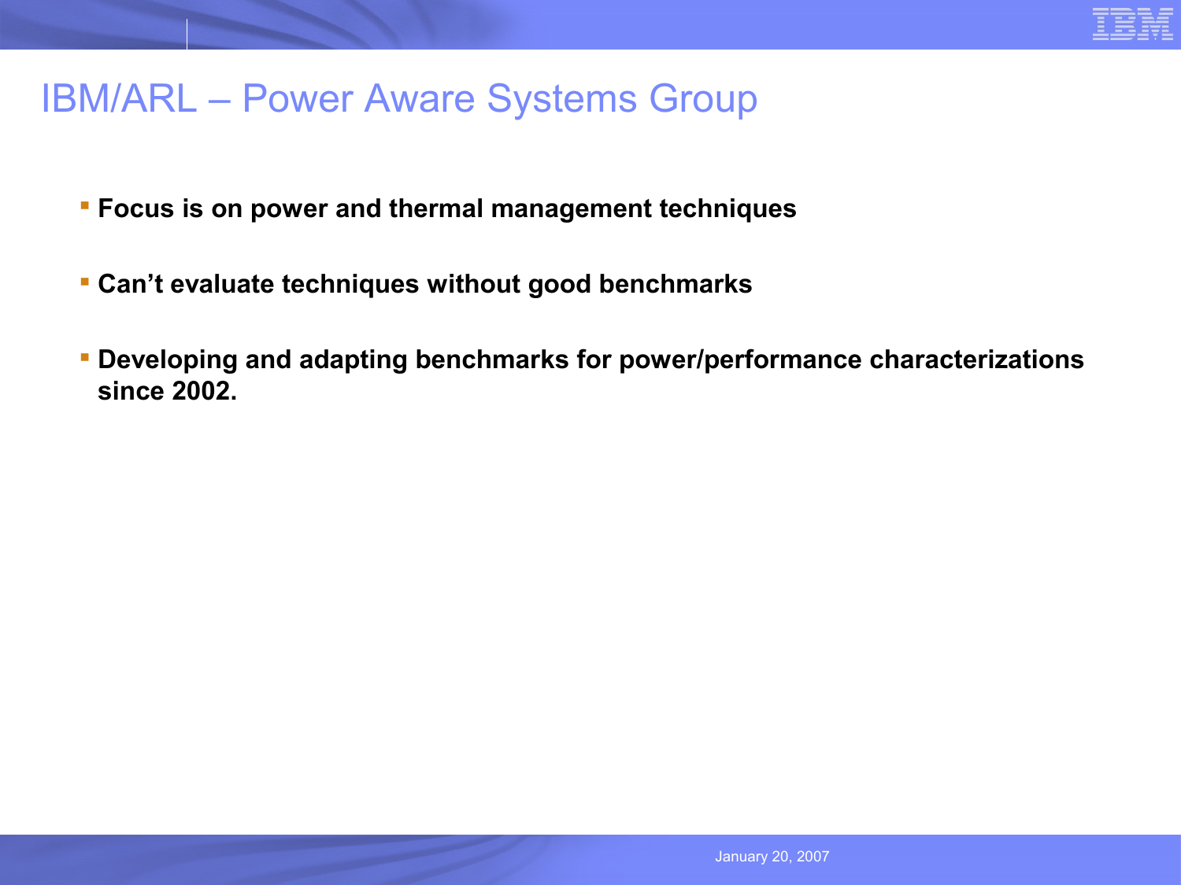# IBM/ARL – Power Aware Systems Group

- **Focus is on power and thermal management techniques**
- **Can't evaluate techniques without good benchmarks**
- **Developing and adapting benchmarks for power/performance characterizations since 2002.**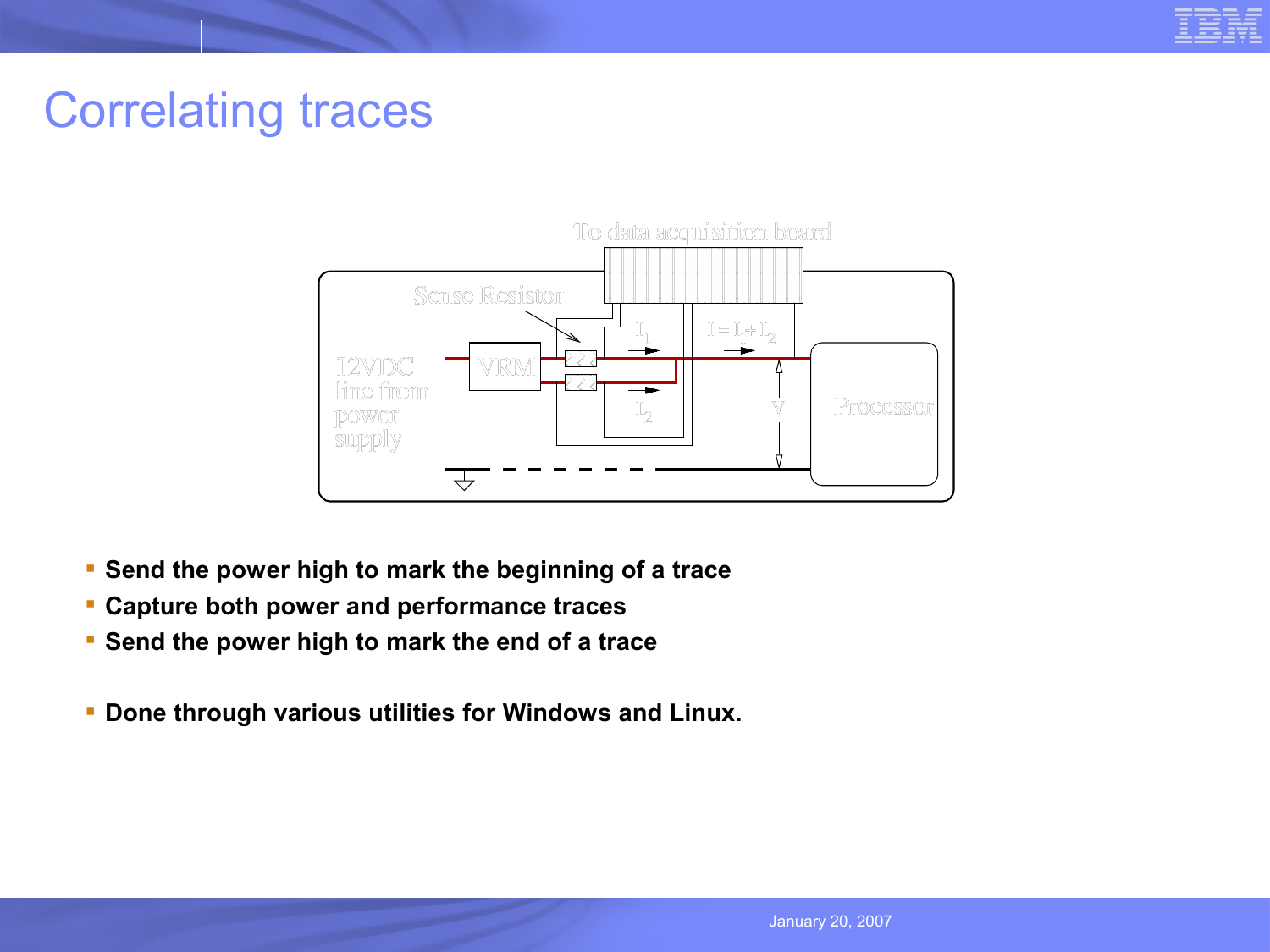# Correlating traces

To data acquisition board

Sense Resistor

$I_1$

$I = I_1 + I_2$

12VDC line from power supply

VRM

$I_2$

V

Processor

- Send the power high to mark the beginning of a trace
- Capture both power and performance traces
- Send the power high to mark the end of a trace

- Done through various utilities for Windows and Linux.